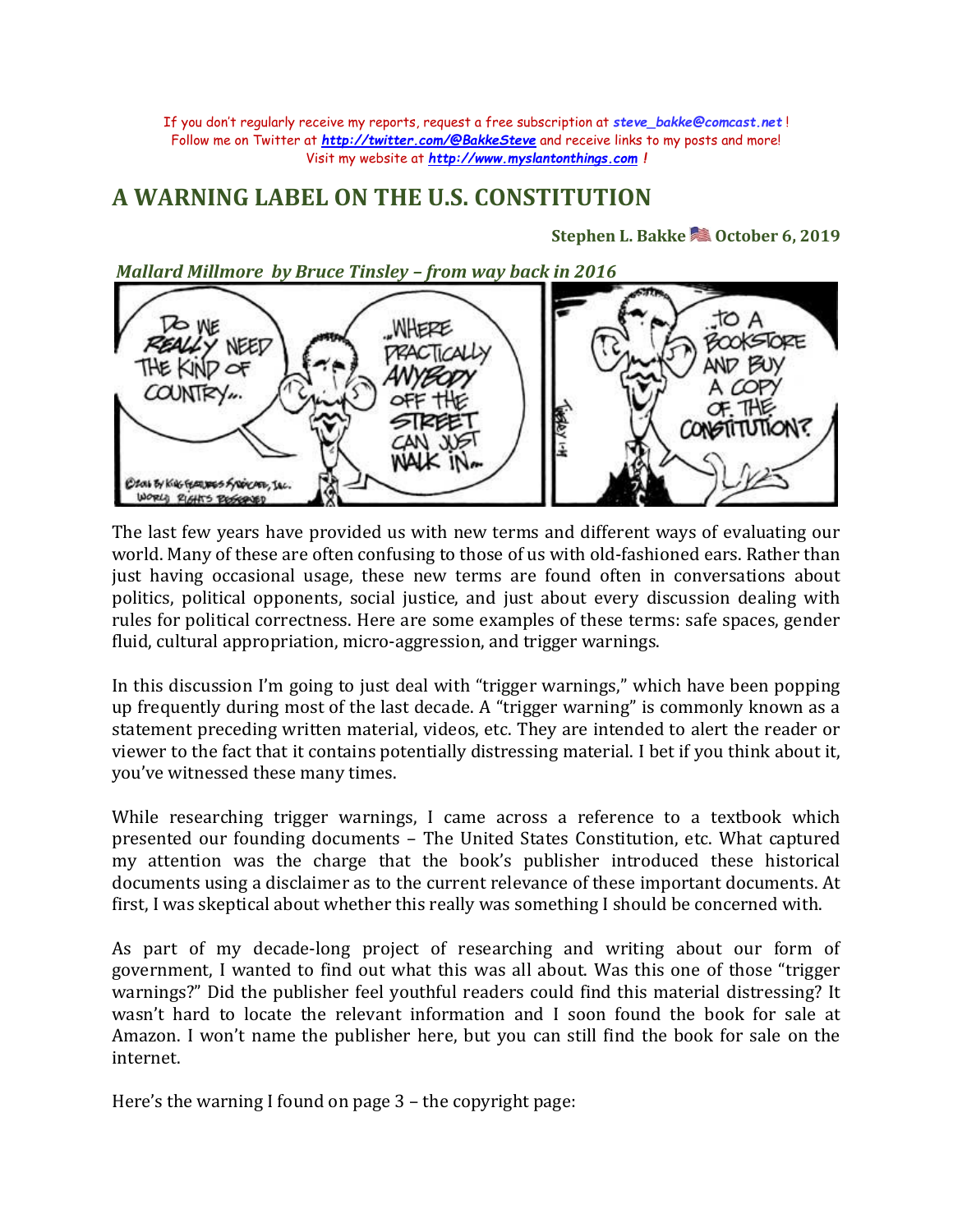If you don't regularly receive my reports, request a free subscription at ***steve_bakke@comcast.net*** !
Follow me on Twitter at ***http://twitter.com/@BakkeSteve*** and receive links to my posts and more!
Visit my website at ***http://www.myslantonthings.com*** !

# A WARNING LABEL ON THE U.S. CONSTITUTION

**Stephen L. Bakke 🇺🇸 October 6, 2019**

***Mallard Millmore by Bruce Tinsley – from way back in 2016***

The last few years have provided us with new terms and different ways of evaluating our world. Many of these are often confusing to those of us with old-fashioned ears. Rather than just having occasional usage, these new terms are found often in conversations about politics, political opponents, social justice, and just about every discussion dealing with rules for political correctness. Here are some examples of these terms: safe spaces, gender fluid, cultural appropriation, micro-aggression, and trigger warnings.

In this discussion I'm going to just deal with "trigger warnings," which have been popping up frequently during most of the last decade. A "trigger warning" is commonly known as a statement preceding written material, videos, etc. They are intended to alert the reader or viewer to the fact that it contains potentially distressing material. I bet if you think about it, you've witnessed these many times.

While researching trigger warnings, I came across a reference to a textbook which presented our founding documents – The United States Constitution, etc. What captured my attention was the charge that the book's publisher introduced these historical documents using a disclaimer as to the current relevance of these important documents. At first, I was skeptical about whether this really was something I should be concerned with.

As part of my decade-long project of researching and writing about our form of government, I wanted to find out what this was all about. Was this one of those "trigger warnings?" Did the publisher feel youthful readers could find this material distressing? It wasn't hard to locate the relevant information and I soon found the book for sale at Amazon. I won't name the publisher here, but you can still find the book for sale on the internet.

Here's the warning I found on page 3 – the copyright page: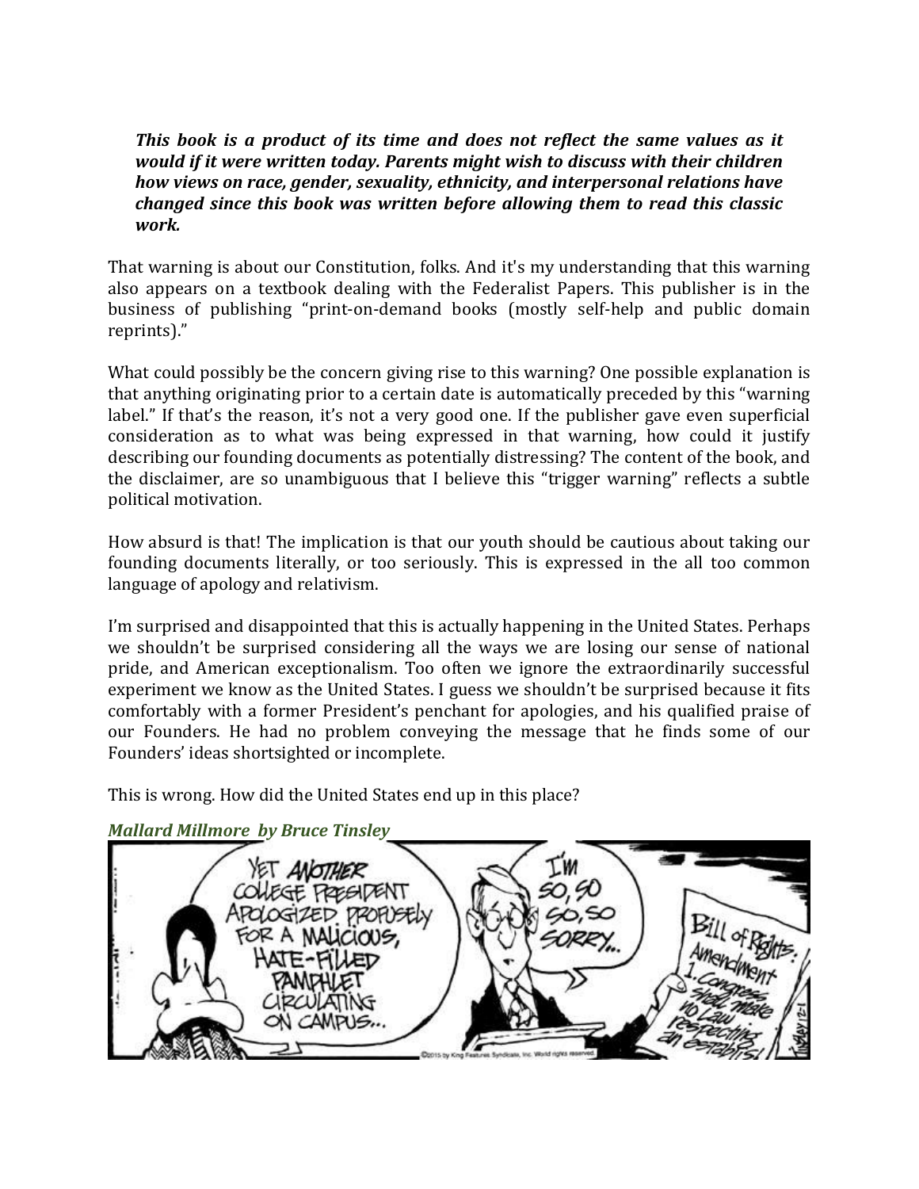***This book is a product of its time and does not reflect the same values as it would if it were written today. Parents might wish to discuss with their children how views on race, gender, sexuality, ethnicity, and interpersonal relations have changed since this book was written before allowing them to read this classic work.***

That warning is about our Constitution, folks. And it's my understanding that this warning also appears on a textbook dealing with the Federalist Papers. This publisher is in the business of publishing "print-on-demand books (mostly self-help and public domain reprints)."

What could possibly be the concern giving rise to this warning? One possible explanation is that anything originating prior to a certain date is automatically preceded by this "warning label." If that's the reason, it's not a very good one. If the publisher gave even superficial consideration as to what was being expressed in that warning, how could it justify describing our founding documents as potentially distressing? The content of the book, and the disclaimer, are so unambiguous that I believe this "trigger warning" reflects a subtle political motivation.

How absurd is that! The implication is that our youth should be cautious about taking our founding documents literally, or too seriously. This is expressed in the all too common language of apology and relativism.

I'm surprised and disappointed that this is actually happening in the United States. Perhaps we shouldn't be surprised considering all the ways we are losing our sense of national pride, and American exceptionalism. Too often we ignore the extraordinarily successful experiment we know as the United States. I guess we shouldn't be surprised because it fits comfortably with a former President's penchant for apologies, and his qualified praise of our Founders. He had no problem conveying the message that he finds some of our Founders' ideas shortsighted or incomplete.

This is wrong. How did the United States end up in this place?

***Mallard Millmore by Bruce Tinsley***